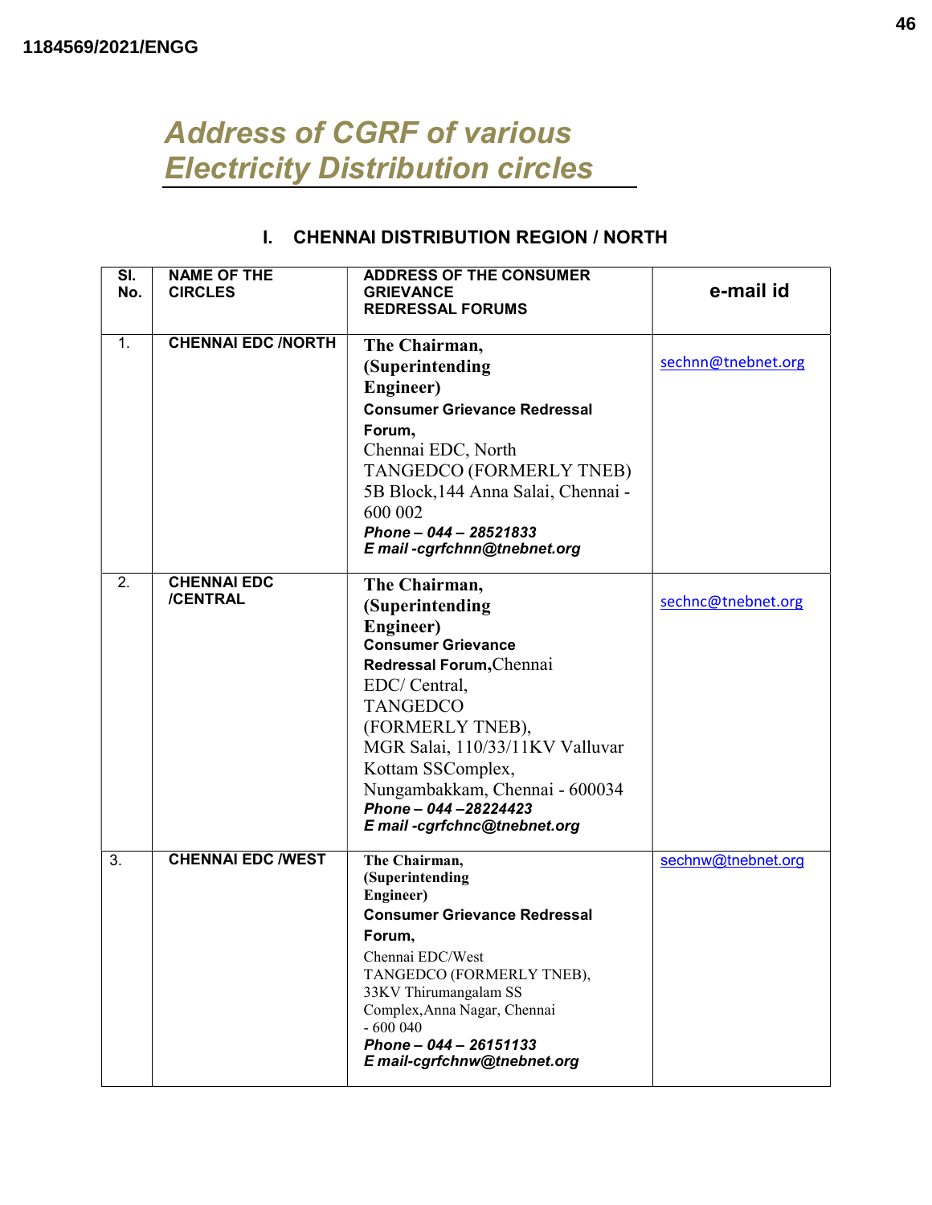# Address of CGRF of various Electricity Distribution circles

## I. CHENNAI DISTRIBUTION REGION / NORTH

| Sl. No. | NAME OF THE CIRCLES | ADDRESS OF THE CONSUMER GRIEVANCE REDRESSAL FORUMS | e-mail id |
|---|---|---|---|
| 1. | CHENNAI EDC /NORTH | **The Chairman, (Superintending Engineer)** **Consumer Grievance Redressal Forum,** Chennai EDC, North TANGEDCO (FORMERLY TNEB) 5B Block,144 Anna Salai, Chennai - 600 002 ***Phone – 044 – 28521833*** ***E mail -cgrfchnn@tnebnet.org*** | sechnn@tnebnet.org |
| 2. | CHENNAI EDC /CENTRAL | **The Chairman, (Superintending Engineer)** **Consumer Grievance Redressal Forum,**Chennai EDC/ Central, TANGEDCO (FORMERLY TNEB), MGR Salai, 110/33/11KV Valluvar Kottam SSComplex, Nungambakkam, Chennai - 600034 ***Phone – 044 –28224423*** ***E mail -cgrfchnc@tnebnet.org*** | sechnc@tnebnet.org |
| 3. | CHENNAI EDC /WEST | **The Chairman, (Superintending Engineer)** **Consumer Grievance Redressal Forum,** Chennai EDC/West TANGEDCO (FORMERLY TNEB), 33KV Thirumangalam SS Complex,Anna Nagar, Chennai - 600 040 ***Phone – 044 – 26151133*** ***E mail-cgrfchnw@tnebnet.org*** | sechnw@tnebnet.org |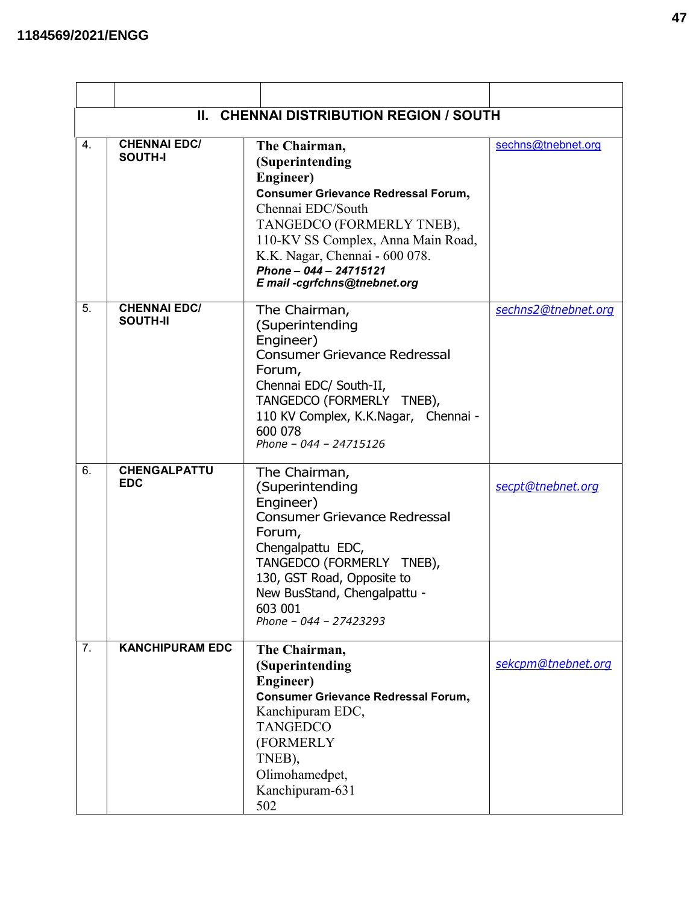| | | | |
|---|---|---|---|
| **II. CHENNAI DISTRIBUTION REGION / SOUTH** | | | |
| 4. | **CHENNAI EDC/ SOUTH-I** | **The Chairman, (Superintending Engineer)** **Consumer Grievance Redressal Forum,** Chennai EDC/South TANGEDCO (FORMERLY TNEB), 110-KV SS Complex, Anna Main Road, K.K. Nagar, Chennai - 600 078. ***Phone – 044 – 24715121*** ***E mail -cgrfchns@tnebnet.org*** | sechns@tnebnet.org |
| 5. | **CHENNAI EDC/ SOUTH-II** | The Chairman, (Superintending Engineer) Consumer Grievance Redressal Forum, Chennai EDC/ South-II, TANGEDCO (FORMERLY TNEB), 110 KV Complex, K.K.Nagar, Chennai - 600 078 *Phone – 044 – 24715126* | *sechns2@tnebnet.org* |
| 6. | **CHENGALPATTU EDC** | The Chairman, (Superintending Engineer) Consumer Grievance Redressal Forum, Chengalpattu EDC, TANGEDCO (FORMERLY TNEB), 130, GST Road, Opposite to New BusStand, Chengalpattu - 603 001 *Phone – 044 – 27423293* | *secpt@tnebnet.org* |
| 7. | **KANCHIPURAM EDC** | **The Chairman, (Superintending Engineer)** **Consumer Grievance Redressal Forum,** Kanchipuram EDC, TANGEDCO (FORMERLY TNEB), Olimohamedpet, Kanchipuram-631 502 | *sekcpm@tnebnet.org* |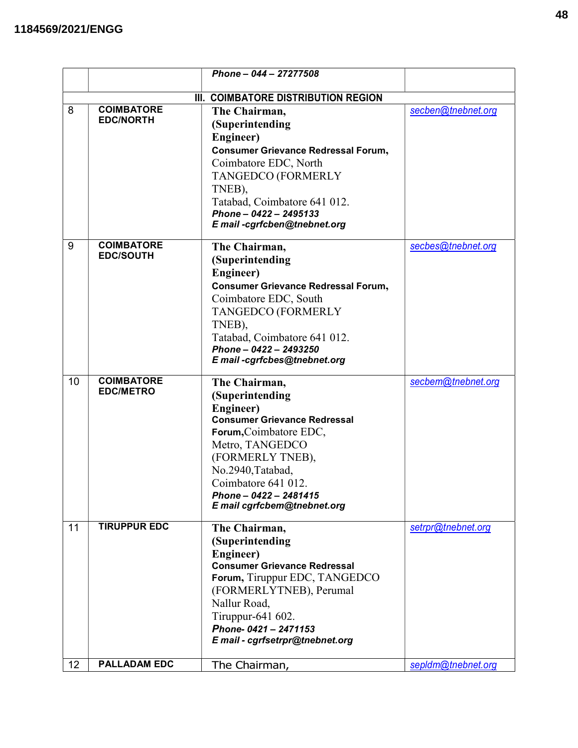| | | | |
|---|---|---|---|
| | | ***Phone – 044 – 27277508*** | |
| | **III. COIMBATORE DISTRIBUTION REGION** | | |
| 8 | **COIMBATORE EDC/NORTH** | **The Chairman, (Superintending Engineer)** **Consumer Grievance Redressal Forum,** Coimbatore EDC, North TANGEDCO (FORMERLY TNEB), Tatabad, Coimbatore 641 012. ***Phone – 0422 – 2495133*** ***E mail -cgrfcben@tnebnet.org*** | secben@tnebnet.org |
| 9 | **COIMBATORE EDC/SOUTH** | **The Chairman, (Superintending Engineer)** **Consumer Grievance Redressal Forum,** Coimbatore EDC, South TANGEDCO (FORMERLY TNEB), Tatabad, Coimbatore 641 012. ***Phone – 0422 – 2493250*** ***E mail -cgrfcbes@tnebnet.org*** | secbes@tnebnet.org |
| 10 | **COIMBATORE EDC/METRO** | **The Chairman, (Superintending Engineer)** **Consumer Grievance Redressal Forum,**Coimbatore EDC, Metro, TANGEDCO (FORMERLY TNEB), No.2940,Tatabad, Coimbatore 641 012. ***Phone – 0422 – 2481415*** ***E mail cgrfcbem@tnebnet.org*** | secbem@tnebnet.org |
| 11 | **TIRUPPUR EDC** | **The Chairman, (Superintending Engineer)** **Consumer Grievance Redressal Forum,** Tiruppur EDC, TANGEDCO (FORMERLYTNEB), Perumal Nallur Road, Tiruppur-641 602. ***Phone- 0421 – 2471153*** ***E mail - cgrfsetrpr@tnebnet.org*** | setrpr@tnebnet.org |
| 12 | **PALLADAM EDC** | The Chairman, | sepldm@tnebnet.org |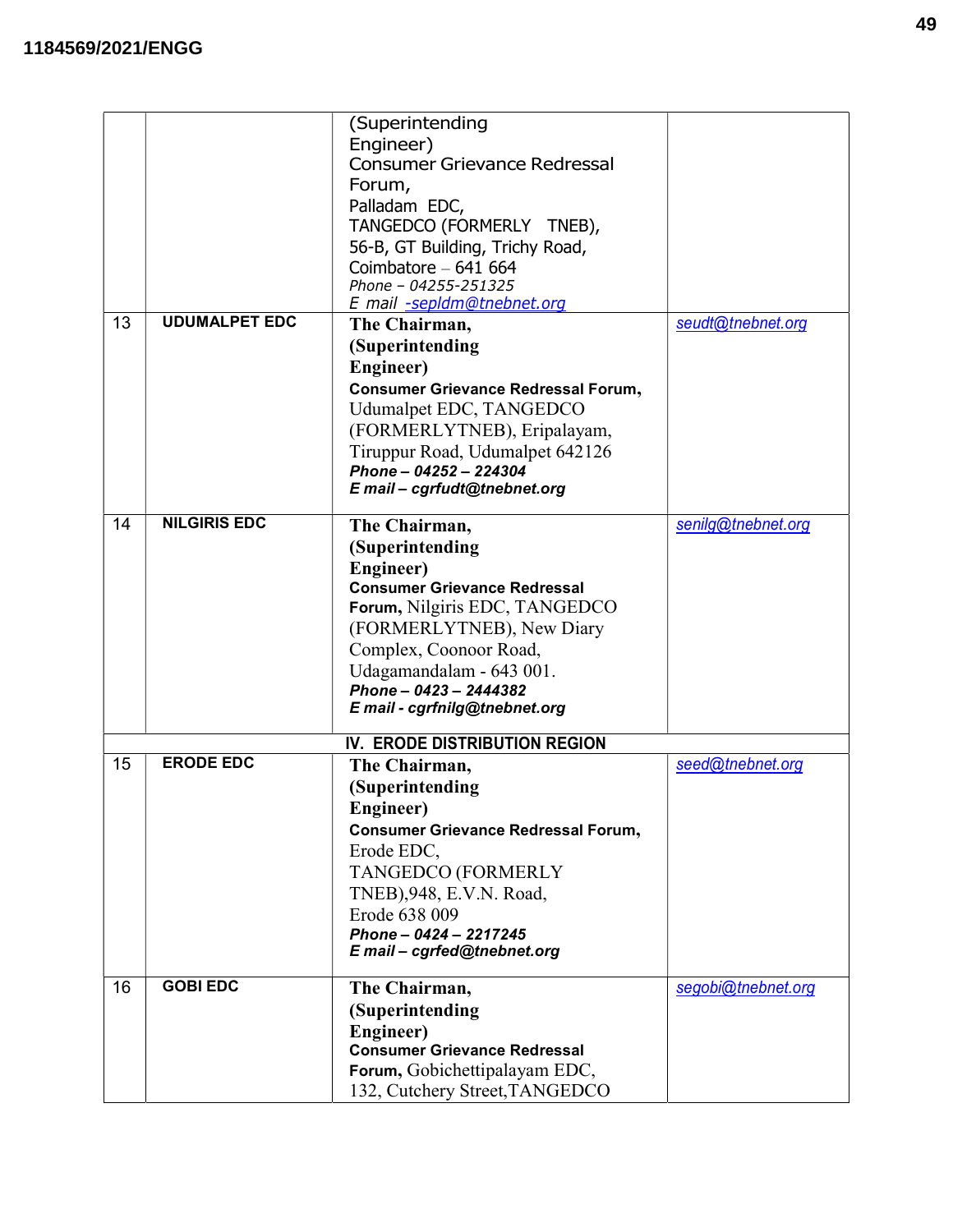| | | | |
|---|---|---|---|
| | | (Superintending Engineer) Consumer Grievance Redressal Forum, Palladam EDC, TANGEDCO (FORMERLY TNEB), 56-B, GT Building, Trichy Road, Coimbatore – 641 664 *Phone – 04255-251325* *E mail -sepldm@tnebnet.org* | |
| 13 | **UDUMALPET EDC** | **The Chairman, (Superintending Engineer)** **Consumer Grievance Redressal Forum,** Udumalpet EDC, TANGEDCO (FORMERLYTNEB), Eripalayam, Tiruppur Road, Udumalpet 642126 ***Phone – 04252 – 224304*** ***E mail – cgrfudt@tnebnet.org*** | *seudt@tnebnet.org* |
| 14 | **NILGIRIS EDC** | **The Chairman, (Superintending Engineer)** **Consumer Grievance Redressal Forum,** Nilgiris EDC, TANGEDCO (FORMERLYTNEB), New Diary Complex, Coonoor Road, Udagamandalam - 643 001. ***Phone – 0423 – 2444382*** ***E mail - cgrfnilg@tnebnet.org*** | *senilg@tnebnet.org* |
| | | **IV. ERODE DISTRIBUTION REGION** | |
| 15 | **ERODE EDC** | **The Chairman, (Superintending Engineer)** **Consumer Grievance Redressal Forum,** Erode EDC, TANGEDCO (FORMERLY TNEB),948, E.V.N. Road, Erode 638 009 ***Phone – 0424 – 2217245*** ***E mail – cgrfed@tnebnet.org*** | *seed@tnebnet.org* |
| 16 | **GOBI EDC** | **The Chairman, (Superintending Engineer)** **Consumer Grievance Redressal Forum,** Gobichettipalayam EDC, 132, Cutchery Street,TANGEDCO | *segobi@tnebnet.org* |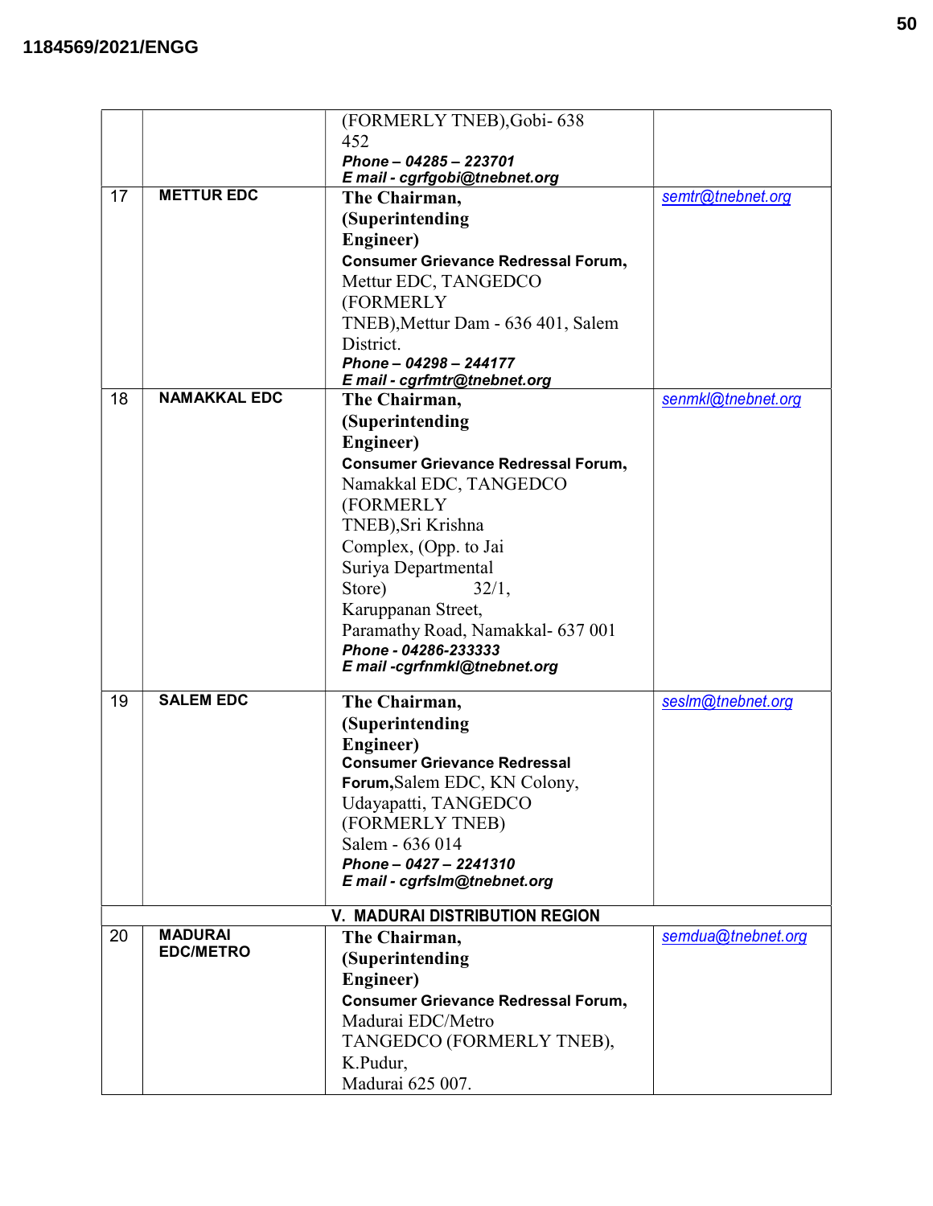| | | | |
|---|---|---|---|
| | | (FORMERLY TNEB),Gobi- 638 452 ***Phone – 04285 – 223701*** ***E mail - cgrfgobi@tnebnet.org*** | |
| 17 | **METTUR EDC** | **The Chairman, (Superintending Engineer)** **Consumer Grievance Redressal Forum,** Mettur EDC, TANGEDCO (FORMERLY TNEB),Mettur Dam - 636 401, Salem District. ***Phone – 04298 – 244177*** ***E mail - cgrfmtr@tnebnet.org*** | *semtr@tnebnet.org* |
| 18 | **NAMAKKAL EDC** | **The Chairman, (Superintending Engineer)** **Consumer Grievance Redressal Forum,** Namakkal EDC, TANGEDCO (FORMERLY TNEB),Sri Krishna Complex, (Opp. to Jai Suriya Departmental Store) 32/1, Karuppanan Street, Paramathy Road, Namakkal- 637 001 ***Phone - 04286-233333*** ***E mail -cgrfnmkl@tnebnet.org*** | *senmkl@tnebnet.org* |
| 19 | **SALEM EDC** | **The Chairman, (Superintending Engineer)** **Consumer Grievance Redressal Forum,**Salem EDC, KN Colony, Udayapatti, TANGEDCO (FORMERLY TNEB) Salem - 636 014 ***Phone – 0427 – 2241310*** ***E mail - cgrfslm@tnebnet.org*** | *seslm@tnebnet.org* |
| | | **V. MADURAI DISTRIBUTION REGION** | |
| 20 | **MADURAI EDC/METRO** | **The Chairman, (Superintending Engineer)** **Consumer Grievance Redressal Forum,** Madurai EDC/Metro TANGEDCO (FORMERLY TNEB), K.Pudur, Madurai 625 007. | *semdua@tnebnet.org* |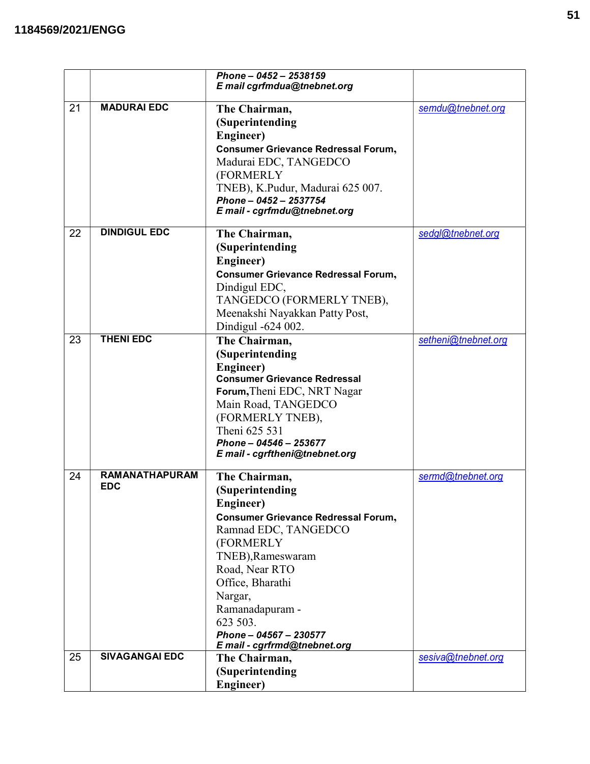| | | | |
|---|---|---|---|
| | | ***Phone – 0452 – 2538159*** ***E mail cgrfmdua@tnebnet.org*** | |
| 21 | **MADURAI EDC** | **The Chairman, (Superintending Engineer)** **Consumer Grievance Redressal Forum,** Madurai EDC, TANGEDCO (FORMERLY TNEB), K.Pudur, Madurai 625 007. ***Phone – 0452 – 2537754*** ***E mail - cgrfmdu@tnebnet.org*** | semdu@tnebnet.org |
| 22 | **DINDIGUL EDC** | **The Chairman, (Superintending Engineer)** **Consumer Grievance Redressal Forum,** Dindigul EDC, TANGEDCO (FORMERLY TNEB), Meenakshi Nayakkan Patty Post, Dindigul -624 002. | sedgl@tnebnet.org |
| 23 | **THENI EDC** | **The Chairman, (Superintending Engineer)** **Consumer Grievance Redressal Forum,** Theni EDC, NRT Nagar Main Road, TANGEDCO (FORMERLY TNEB), Theni 625 531 ***Phone – 04546 – 253677*** ***E mail - cgrftheni@tnebnet.org*** | setheni@tnebnet.org |
| 24 | **RAMANATHAPURAM EDC** | **The Chairman, (Superintending Engineer)** **Consumer Grievance Redressal Forum,** Ramnad EDC, TANGEDCO (FORMERLY TNEB),Rameswaram Road, Near RTO Office, Bharathi Nargar, Ramanadapuram - 623 503. ***Phone – 04567 – 230577*** ***E mail - cgrfrmd@tnebnet.org*** | sermd@tnebnet.org |
| 25 | **SIVAGANGAI EDC** | **The Chairman, (Superintending Engineer)** | sesiva@tnebnet.org |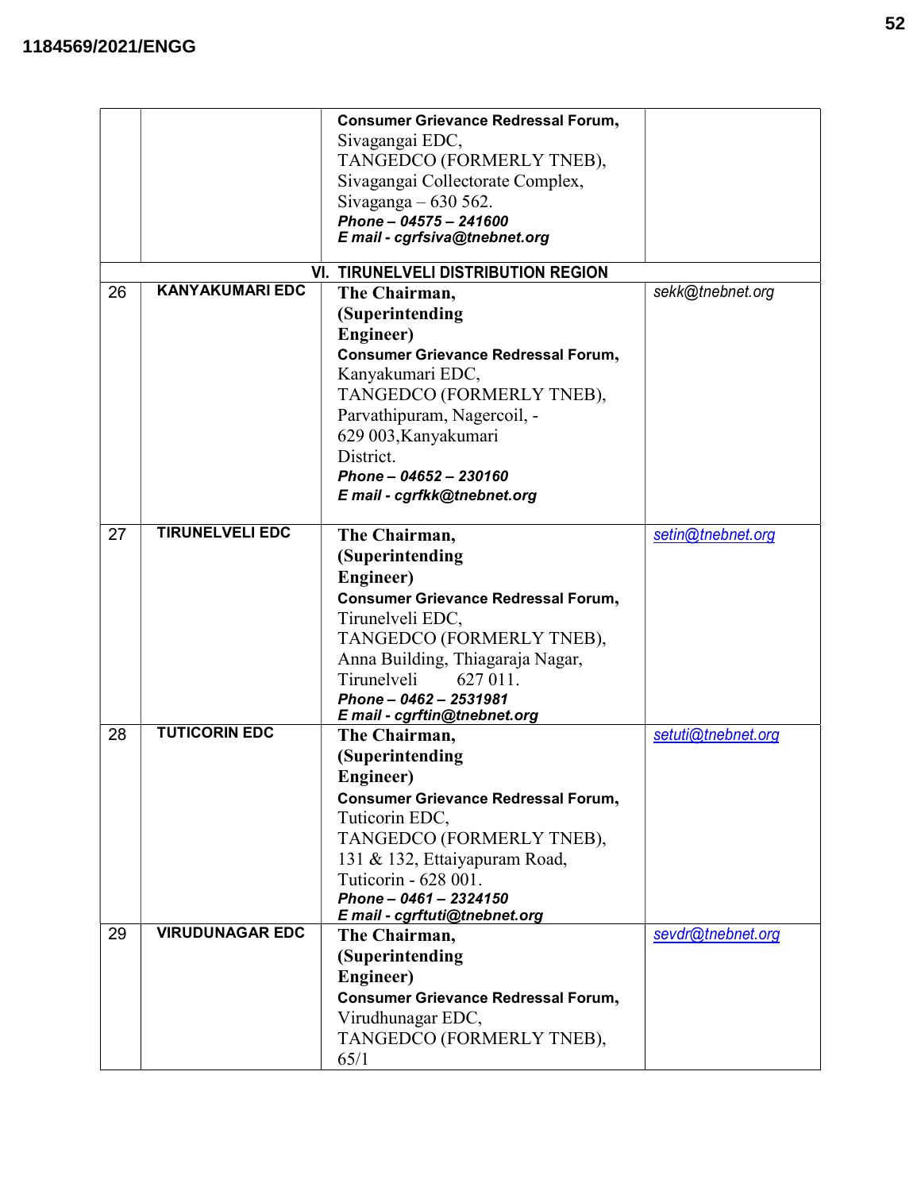| | | | |
|---|---|---|---|
| | | **Consumer Grievance Redressal Forum,** Sivagangai EDC, TANGEDCO (FORMERLY TNEB), Sivagangai Collectorate Complex, Sivaganga – 630 562. ***Phone – 04575 – 241600*** ***E mail - cgrfsiva@tnebnet.org*** | |
| **VI. TIRUNELVELI DISTRIBUTION REGION** | | | |
| 26 | **KANYAKUMARI EDC** | **The Chairman, (Superintending Engineer)** **Consumer Grievance Redressal Forum,** Kanyakumari EDC, TANGEDCO (FORMERLY TNEB), Parvathipuram, Nagercoil, - 629 003,Kanyakumari District. ***Phone – 04652 – 230160*** ***E mail - cgrfkk@tnebnet.org*** | *sekk@tnebnet.org* |
| 27 | **TIRUNELVELI EDC** | **The Chairman, (Superintending Engineer)** **Consumer Grievance Redressal Forum,** Tirunelveli EDC, TANGEDCO (FORMERLY TNEB), Anna Building, Thiagaraja Nagar, Tirunelveli 627 011. ***Phone – 0462 – 2531981*** ***E mail - cgrftin@tnebnet.org*** | *setin@tnebnet.org* |
| 28 | **TUTICORIN EDC** | **The Chairman, (Superintending Engineer)** **Consumer Grievance Redressal Forum,** Tuticorin EDC, TANGEDCO (FORMERLY TNEB), 131 & 132, Ettaiyapuram Road, Tuticorin - 628 001. ***Phone – 0461 – 2324150*** ***E mail - cgrftuti@tnebnet.org*** | *setuti@tnebnet.org* |
| 29 | **VIRUDUNAGAR EDC** | **The Chairman, (Superintending Engineer)** **Consumer Grievance Redressal Forum,** Virudhunagar EDC, TANGEDCO (FORMERLY TNEB), 65/1 | *sevdr@tnebnet.org* |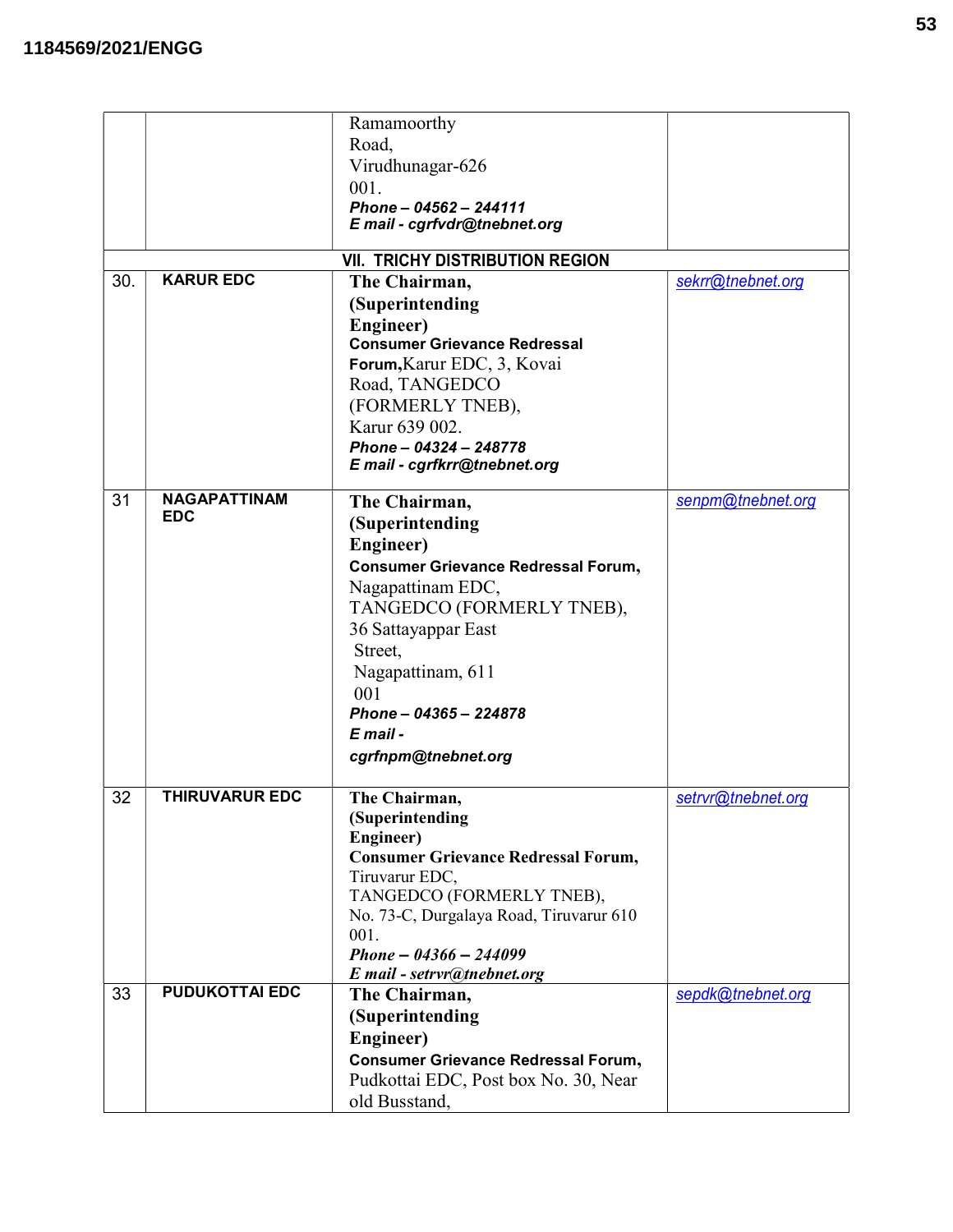| | | | |
|---|---|---|---|
| | | Ramamoorthy Road, Virudhunagar-626 001. ***Phone – 04562 – 244111*** ***E mail - cgrfvdr@tnebnet.org*** | |
| | | **VII. TRICHY DISTRIBUTION REGION** | |
| 30. | **KARUR EDC** | **The Chairman, (Superintending Engineer)** **Consumer Grievance Redressal Forum,** Karur EDC, 3, Kovai Road, TANGEDCO (FORMERLY TNEB), Karur 639 002. ***Phone – 04324 – 248778*** ***E mail - cgrfkrr@tnebnet.org*** | *sekrr@tnebnet.org* |
| 31 | **NAGAPATTINAM EDC** | **The Chairman, (Superintending Engineer)** **Consumer Grievance Redressal Forum,** Nagapattinam EDC, TANGEDCO (FORMERLY TNEB), 36 Sattayappar East Street, Nagapattinam, 611 001 ***Phone – 04365 – 224878*** ***E mail - cgrfnpm@tnebnet.org*** | *senpm@tnebnet.org* |
| 32 | **THIRUVARUR EDC** | **The Chairman, (Superintending Engineer)** **Consumer Grievance Redressal Forum,** Tiruvarur EDC, TANGEDCO (FORMERLY TNEB), No. 73-C, Durgalaya Road, Tiruvarur 610 001. ***Phone – 04366 – 244099*** ***E mail - setrvr@tnebnet.org*** | *setrvr@tnebnet.org* |
| 33 | **PUDUKOTTAI EDC** | **The Chairman, (Superintending Engineer)** **Consumer Grievance Redressal Forum,** Pudkottai EDC, Post box No. 30, Near old Busstand, | *sepdk@tnebnet.org* |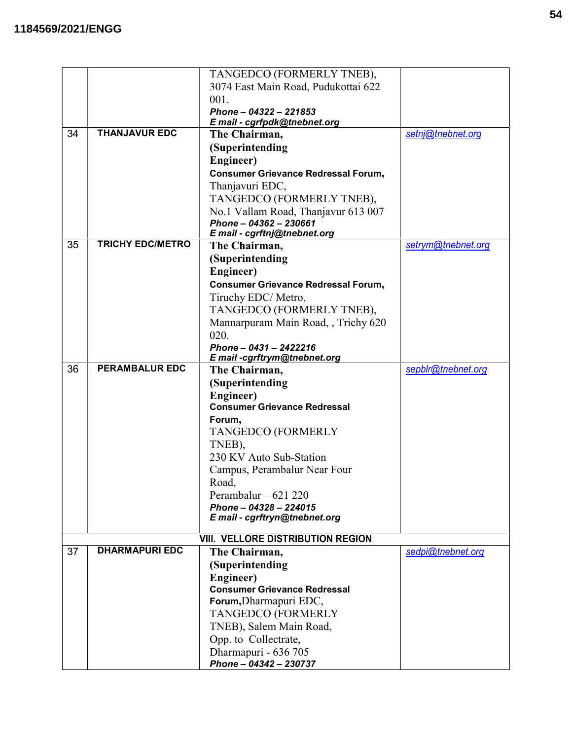| | | | |
|---|---|---|---|
| | | TANGEDCO (FORMERLY TNEB), 3074 East Main Road, Pudukottai 622 001. ***Phone – 04322 – 221853*** ***E mail - cgrfpdk@tnebnet.org*** | |
| 34 | **THANJAVUR EDC** | **The Chairman, (Superintending Engineer)** **Consumer Grievance Redressal Forum,** Thanjavuri EDC, TANGEDCO (FORMERLY TNEB), No.1 Vallam Road, Thanjavur 613 007 ***Phone – 04362 – 230661*** ***E mail - cgrftnj@tnebnet.org*** | *setnj@tnebnet.org* |
| 35 | **TRICHY EDC/METRO** | **The Chairman, (Superintending Engineer)** **Consumer Grievance Redressal Forum,** Tiruchy EDC/ Metro, TANGEDCO (FORMERLY TNEB), Mannarpuram Main Road, , Trichy 620 020. ***Phone – 0431 – 2422216*** ***E mail -cgrftrym@tnebnet.org*** | *setrym@tnebnet.org* |
| 36 | **PERAMBALUR EDC** | **The Chairman, (Superintending Engineer)** **Consumer Grievance Redressal Forum,** TANGEDCO (FORMERLY TNEB), 230 KV Auto Sub-Station Campus, Perambalur Near Four Road, Perambalur – 621 220 ***Phone – 04328 – 224015*** ***E mail - cgrftryn@tnebnet.org*** | *sepblr@tnebnet.org* |
| | | **VIII. VELLORE DISTRIBUTION REGION** | |
| 37 | **DHARMAPURI EDC** | **The Chairman, (Superintending Engineer)** **Consumer Grievance Redressal Forum,**Dharmapuri EDC, TANGEDCO (FORMERLY TNEB), Salem Main Road, Opp. to Collectrate, Dharmapuri - 636 705 ***Phone – 04342 – 230737*** | *sedpi@tnebnet.org* |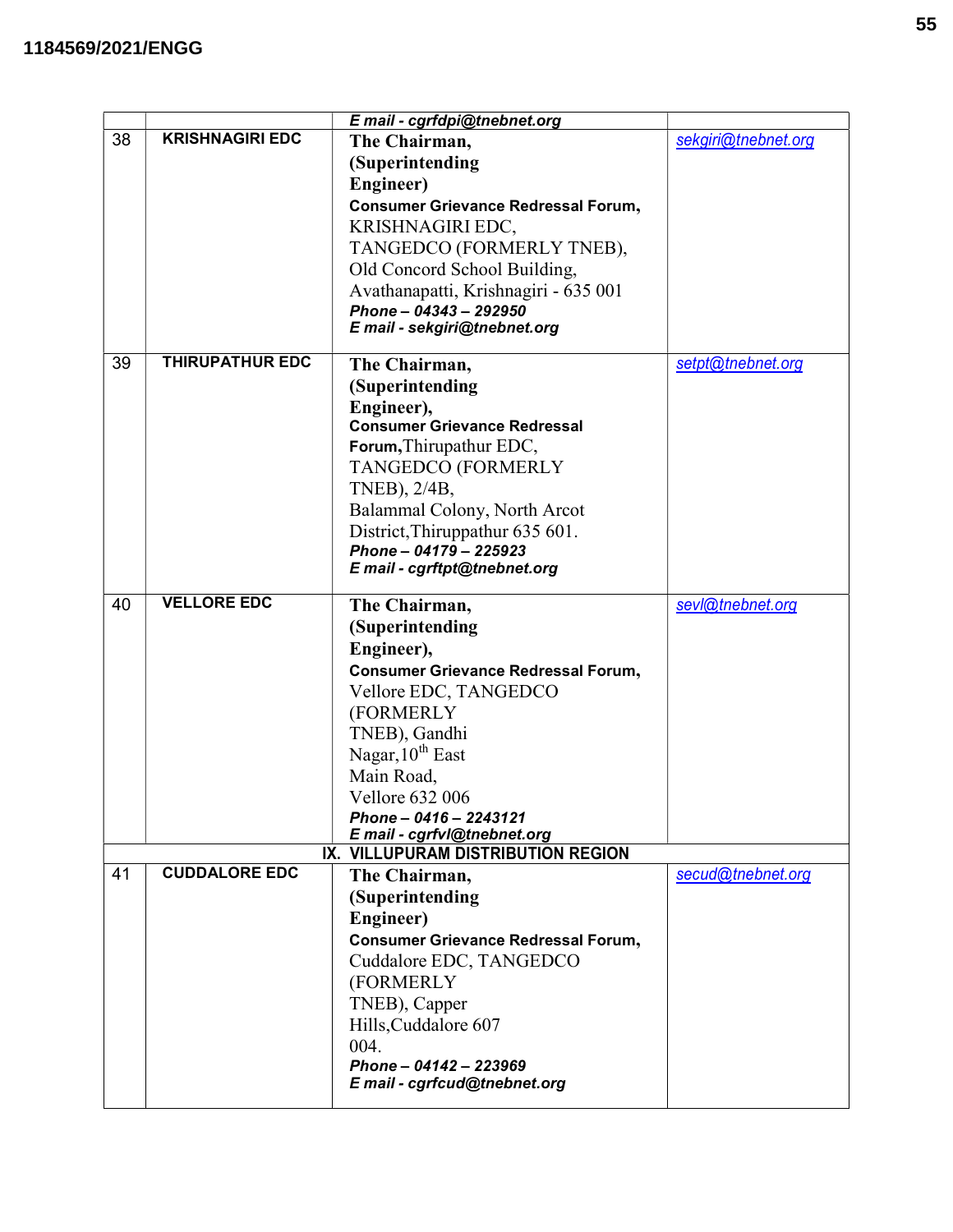| | | | |
|---|---|---|---|
| | | *E mail - cgrfdpi@tnebnet.org* | |
| 38 | **KRISHNAGIRI EDC** | **The Chairman, (Superintending Engineer)** **Consumer Grievance Redressal Forum,** KRISHNAGIRI EDC, TANGEDCO (FORMERLY TNEB), Old Concord School Building, Avathanapatti, Krishnagiri - 635 001 ***Phone – 04343 – 292950*** ***E mail - sekgiri@tnebnet.org*** | *sekgiri@tnebnet.org* |
| 39 | **THIRUPATHUR EDC** | **The Chairman, (Superintending Engineer),** **Consumer Grievance Redressal Forum,**Thirupathur EDC, TANGEDCO (FORMERLY TNEB), 2/4B, Balammal Colony, North Arcot District,Thiruppathur 635 601. ***Phone – 04179 – 225923*** ***E mail - cgrftpt@tnebnet.org*** | *setpt@tnebnet.org* |
| 40 | **VELLORE EDC** | **The Chairman, (Superintending Engineer),** **Consumer Grievance Redressal Forum,** Vellore EDC, TANGEDCO (FORMERLY TNEB), Gandhi Nagar,10th East Main Road, Vellore 632 006 ***Phone – 0416 – 2243121*** ***E mail - cgrfvl@tnebnet.org*** | *sevl@tnebnet.org* |
| | | **IX. VILLUPURAM DISTRIBUTION REGION** | |
| 41 | **CUDDALORE EDC** | **The Chairman, (Superintending Engineer)** **Consumer Grievance Redressal Forum,** Cuddalore EDC, TANGEDCO (FORMERLY TNEB), Capper Hills,Cuddalore 607 004. ***Phone – 04142 – 223969*** ***E mail - cgrfcud@tnebnet.org*** | *secud@tnebnet.org* |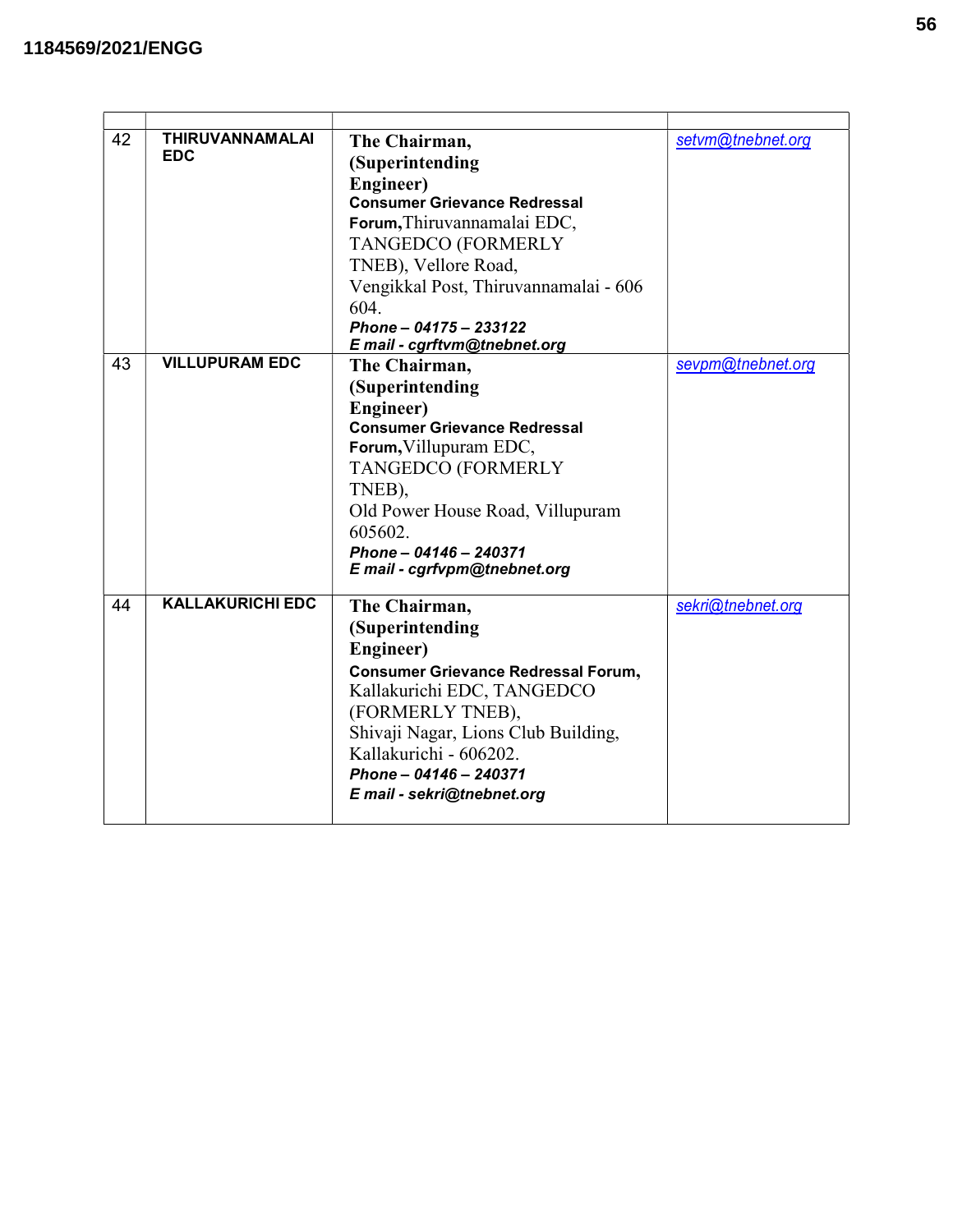| | | | |
|---|---|---|---|
| 42 | **THIRUVANNAMALAI EDC** | **The Chairman, (Superintending Engineer)** **Consumer Grievance Redressal Forum,** Thiruvannamalai EDC, TANGEDCO (FORMERLY TNEB), Vellore Road, Vengikkal Post, Thiruvannamalai - 606 604. ***Phone – 04175 – 233122*** ***E mail - cgrftvm@tnebnet.org*** | setvm@tnebnet.org |
| 43 | **VILLUPURAM EDC** | **The Chairman, (Superintending Engineer)** **Consumer Grievance Redressal Forum,** Villupuram EDC, TANGEDCO (FORMERLY TNEB), Old Power House Road, Villupuram 605602. ***Phone – 04146 – 240371*** ***E mail - cgrfvpm@tnebnet.org*** | sevpm@tnebnet.org |
| 44 | **KALLAKURICHI EDC** | **The Chairman, (Superintending Engineer)** **Consumer Grievance Redressal Forum,** Kallakurichi EDC, TANGEDCO (FORMERLY TNEB), Shivaji Nagar, Lions Club Building, Kallakurichi - 606202. ***Phone – 04146 – 240371*** ***E mail - sekri@tnebnet.org*** | sekri@tnebnet.org |